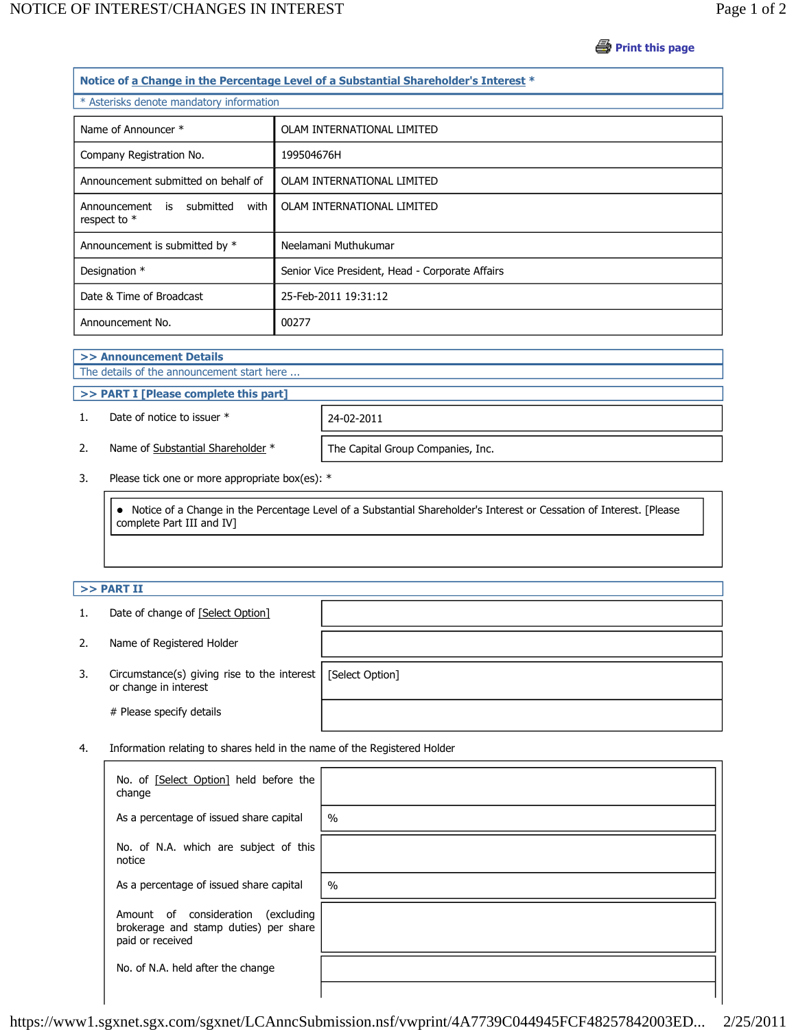Print this page

## Notice of a Change in the Percentage Level of a Substantial Shareholder's Interest *

* Asterisks denote mandatory information

| | |
|---|---|
| Name of Announcer * | OLAM INTERNATIONAL LIMITED |
| Company Registration No. | 199504676H |
| Announcement submitted on behalf of | OLAM INTERNATIONAL LIMITED |
| Announcement is submitted with respect to * | OLAM INTERNATIONAL LIMITED |
| Announcement is submitted by * | Neelamani Muthukumar |
| Designation * | Senior Vice President, Head - Corporate Affairs |
| Date & Time of Broadcast | 25-Feb-2011 19:31:12 |
| Announcement No. | 00277 |

### >> Announcement Details

The details of the announcement start here ...

### >> PART I [Please complete this part]

| | | |
|---|---|---|
| 1. | Date of notice to issuer * | 24-02-2011 |
| 2. | Name of Substantial Shareholder * | The Capital Group Companies, Inc. |

3. Please tick one or more appropriate box(es): *

- Notice of a Change in the Percentage Level of a Substantial Shareholder's Interest or Cessation of Interest. [Please complete Part III and IV]

### >> PART II

| | | |
|---|---|---|
| 1. | Date of change of [Select Option] | |
| 2. | Name of Registered Holder | |
| 3. | Circumstance(s) giving rise to the interest or change in interest | [Select Option] |
| | # Please specify details | |

4. Information relating to shares held in the name of the Registered Holder

| | |
|---|---|
| No. of [Select Option] held before the change | |
| As a percentage of issued share capital | % |
| No. of N.A. which are subject of this notice | |
| As a percentage of issued share capital | % |
| Amount of consideration (excluding brokerage and stamp duties) per share paid or received | |
| No. of N.A. held after the change | |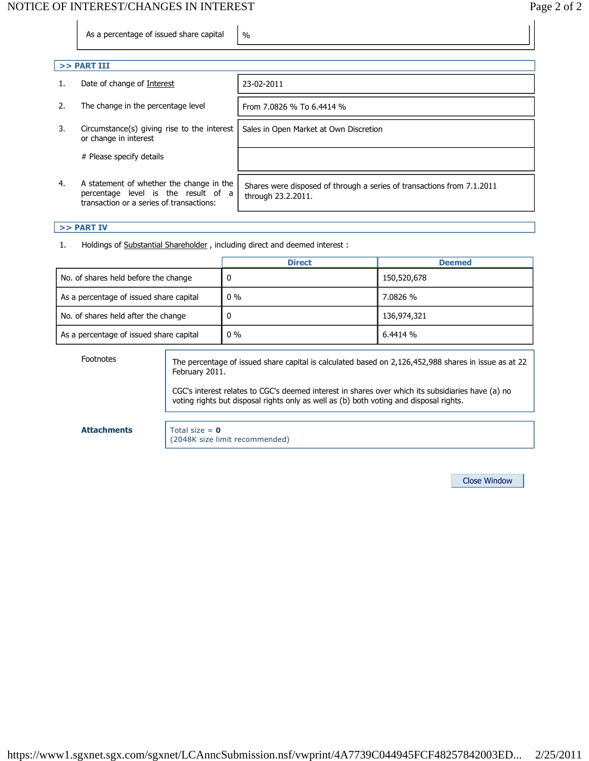| | |
|---|---|
| As a percentage of issued share capital | % |

## >> PART III

| | | |
|---|---|---|
| 1. | Date of change of Interest | 23-02-2011 |
| 2. | The change in the percentage level | From 7.0826 % To 6.4414 % |
| 3. | Circumstance(s) giving rise to the interest or change in interest | Sales in Open Market at Own Discretion |
| | # Please specify details | |
| 4. | A statement of whether the change in the percentage level is the result of a transaction or a series of transactions: | Shares were disposed of through a series of transactions from 7.1.2011 through 23.2.2011. |

## >> PART IV

1. Holdings of Substantial Shareholder , including direct and deemed interest :

| | Direct | Deemed |
|---|---|---|
| No. of shares held before the change | 0 | 150,520,678 |
| As a percentage of issued share capital | 0 % | 7.0826 % |
| No. of shares held after the change | 0 | 136,974,321 |
| As a percentage of issued share capital | 0 % | 6.4414 % |

Footnotes

The percentage of issued share capital is calculated based on 2,126,452,988 shares in issue as at 22 February 2011.

CGC's interest relates to CGC's deemed interest in shares over which its subsidiaries have (a) no voting rights but disposal rights only as well as (b) both voting and disposal rights.

**Attachments**

Total size = **0**
(2048K size limit recommended)

Close Window